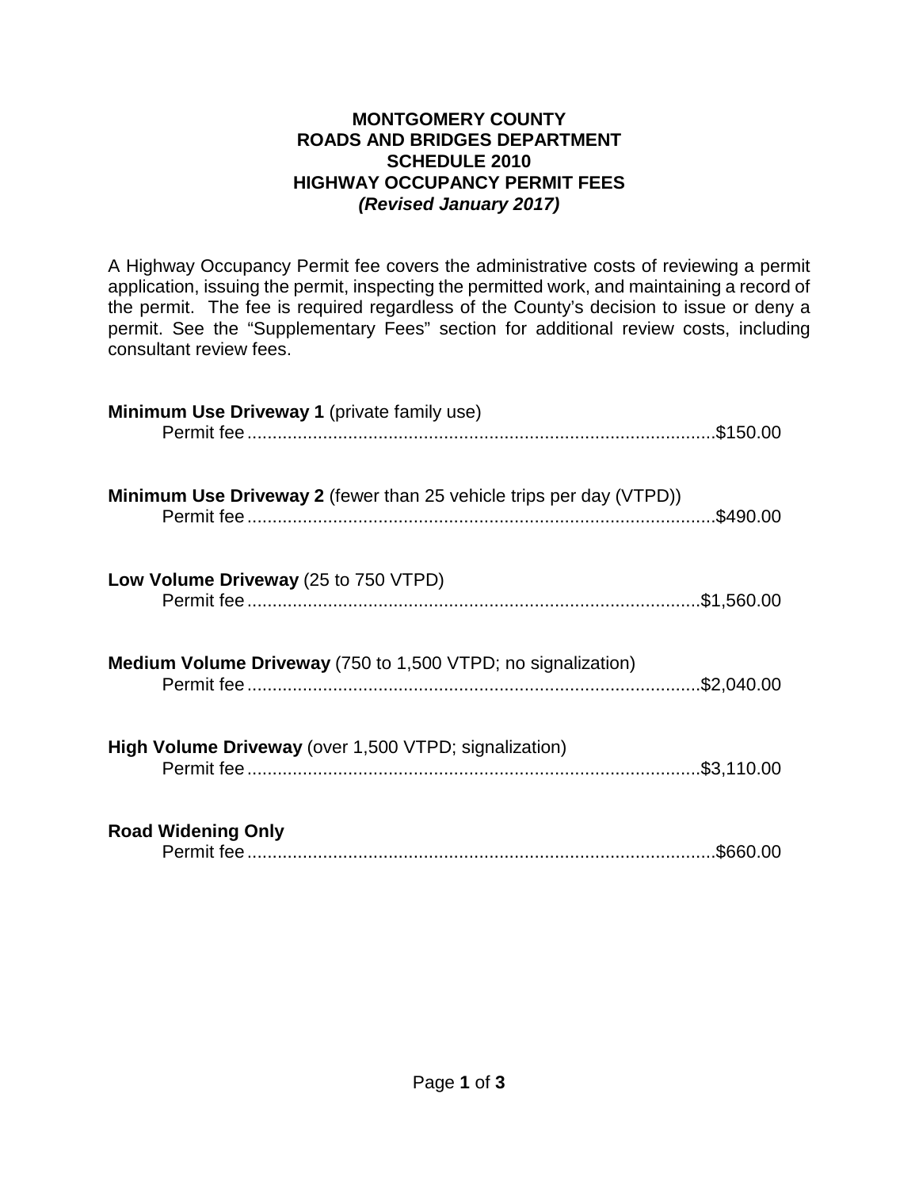**MONTGOMERY COUNTY**
**ROADS AND BRIDGES DEPARTMENT**
**SCHEDULE 2010**
**HIGHWAY OCCUPANCY PERMIT FEES**
***(Revised January 2017)***

A Highway Occupancy Permit fee covers the administrative costs of reviewing a permit application, issuing the permit, inspecting the permitted work, and maintaining a record of the permit. The fee is required regardless of the County's decision to issue or deny a permit. See the "Supplementary Fees" section for additional review costs, including consultant review fees.

**Minimum Use Driveway 1** (private family use)
Permit fee.............................................................................................$150.00

**Minimum Use Driveway 2** (fewer than 25 vehicle trips per day (VTPD))
Permit fee.............................................................................................$490.00

**Low Volume Driveway** (25 to 750 VTPD)
Permit fee..........................................................................................$1,560.00

**Medium Volume Driveway** (750 to 1,500 VTPD; no signalization)
Permit fee..........................................................................................$2,040.00

**High Volume Driveway** (over 1,500 VTPD; signalization)
Permit fee..........................................................................................$3,110.00

**Road Widening Only**
Permit fee.............................................................................................$660.00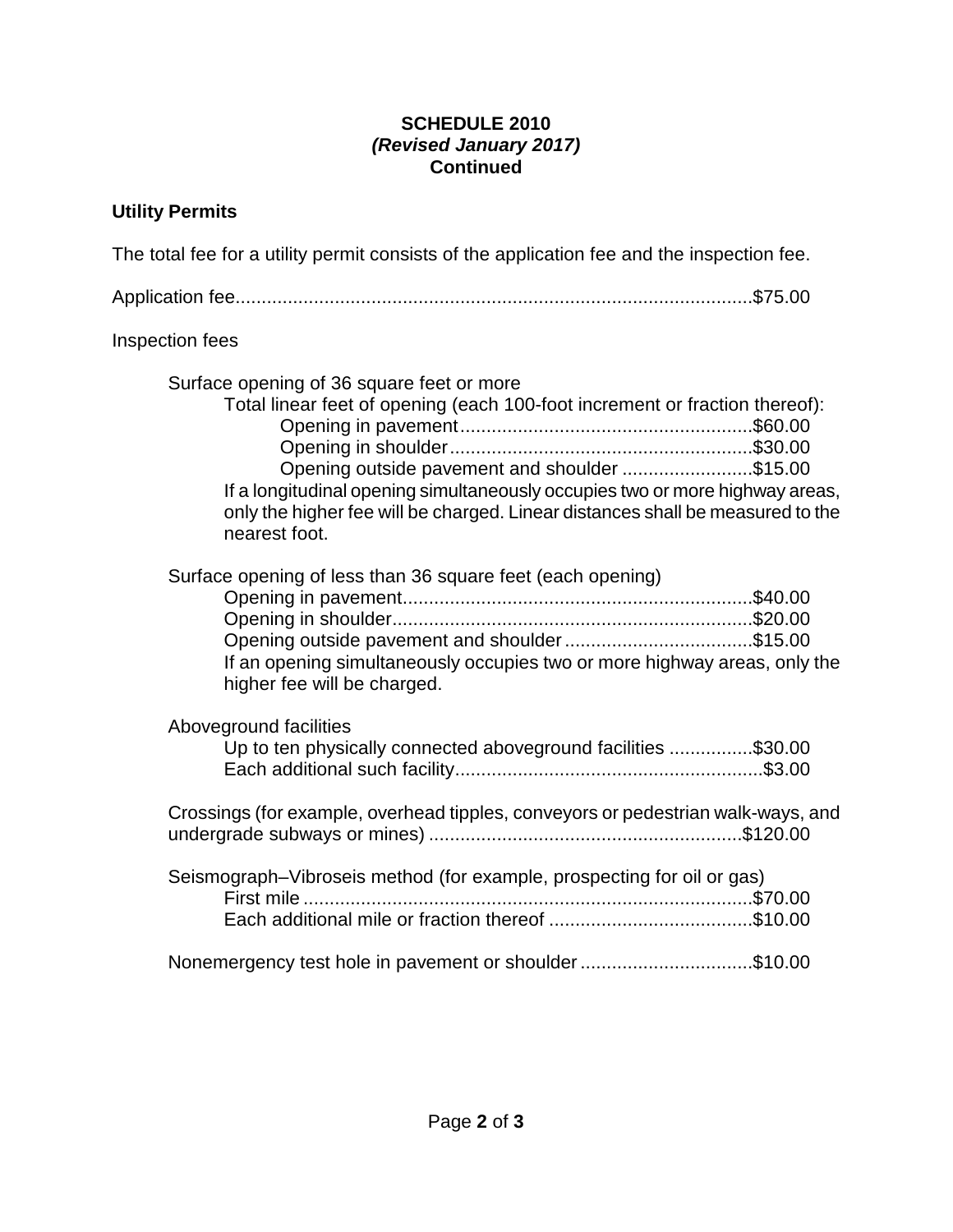**SCHEDULE 2010**
***(Revised January 2017)***
**Continued**

## Utility Permits

The total fee for a utility permit consists of the application fee and the inspection fee.

Application fee....................................................................................................$75.00

Inspection fees

Surface opening of 36 square feet or more

Total linear feet of opening (each 100-foot increment or fraction thereof):

- Opening in pavement.......................................................$60.00
- Opening in shoulder.........................................................$30.00
- Opening outside pavement and shoulder .........................$15.00

If a longitudinal opening simultaneously occupies two or more highway areas, only the higher fee will be charged. Linear distances shall be measured to the nearest foot.

Surface opening of less than 36 square feet (each opening)

- Opening in pavement..................................................................$40.00
- Opening in shoulder....................................................................$20.00
- Opening outside pavement and shoulder ...................................$15.00

If an opening simultaneously occupies two or more highway areas, only the higher fee will be charged.

Aboveground facilities

- Up to ten physically connected aboveground facilities ................$30.00
- Each additional such facility..........................................................$3.00

Crossings (for example, overhead tipples, conveyors or pedestrian walk-ways, and undergrade subways or mines) ............................................................$120.00

Seismograph–Vibroseis method (for example, prospecting for oil or gas)

- First mile ......................................................................................$70.00
- Each additional mile or fraction thereof .......................................$10.00

Nonemergency test hole in pavement or shoulder .................................$10.00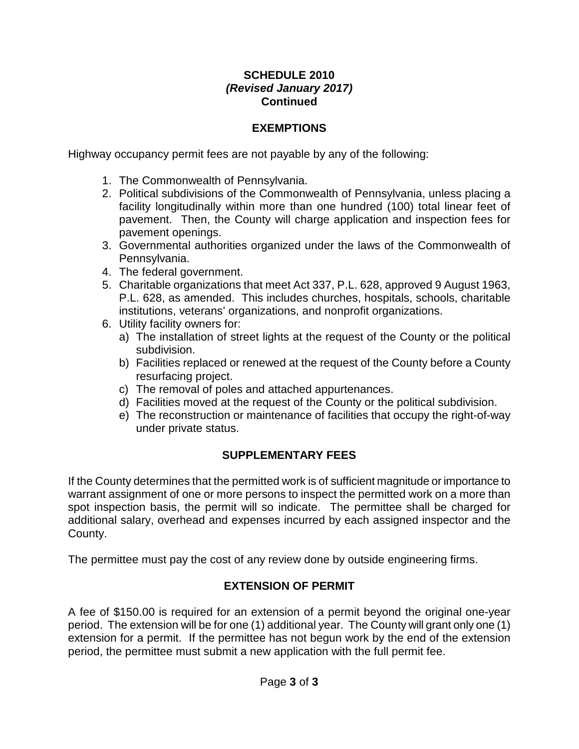**SCHEDULE 2010**
***(Revised January 2017)***
**Continued**

## EXEMPTIONS

Highway occupancy permit fees are not payable by any of the following:

1. The Commonwealth of Pennsylvania.
2. Political subdivisions of the Commonwealth of Pennsylvania, unless placing a facility longitudinally within more than one hundred (100) total linear feet of pavement. Then, the County will charge application and inspection fees for pavement openings.
3. Governmental authorities organized under the laws of the Commonwealth of Pennsylvania.
4. The federal government.
5. Charitable organizations that meet Act 337, P.L. 628, approved 9 August 1963, P.L. 628, as amended. This includes churches, hospitals, schools, charitable institutions, veterans' organizations, and nonprofit organizations.
6. Utility facility owners for:
   a) The installation of street lights at the request of the County or the political subdivision.
   b) Facilities replaced or renewed at the request of the County before a County resurfacing project.
   c) The removal of poles and attached appurtenances.
   d) Facilities moved at the request of the County or the political subdivision.
   e) The reconstruction or maintenance of facilities that occupy the right-of-way under private status.

## SUPPLEMENTARY FEES

If the County determines that the permitted work is of sufficient magnitude or importance to warrant assignment of one or more persons to inspect the permitted work on a more than spot inspection basis, the permit will so indicate. The permittee shall be charged for additional salary, overhead and expenses incurred by each assigned inspector and the County.

The permittee must pay the cost of any review done by outside engineering firms.

## EXTENSION OF PERMIT

A fee of $150.00 is required for an extension of a permit beyond the original one-year period. The extension will be for one (1) additional year. The County will grant only one (1) extension for a permit. If the permittee has not begun work by the end of the extension period, the permittee must submit a new application with the full permit fee.